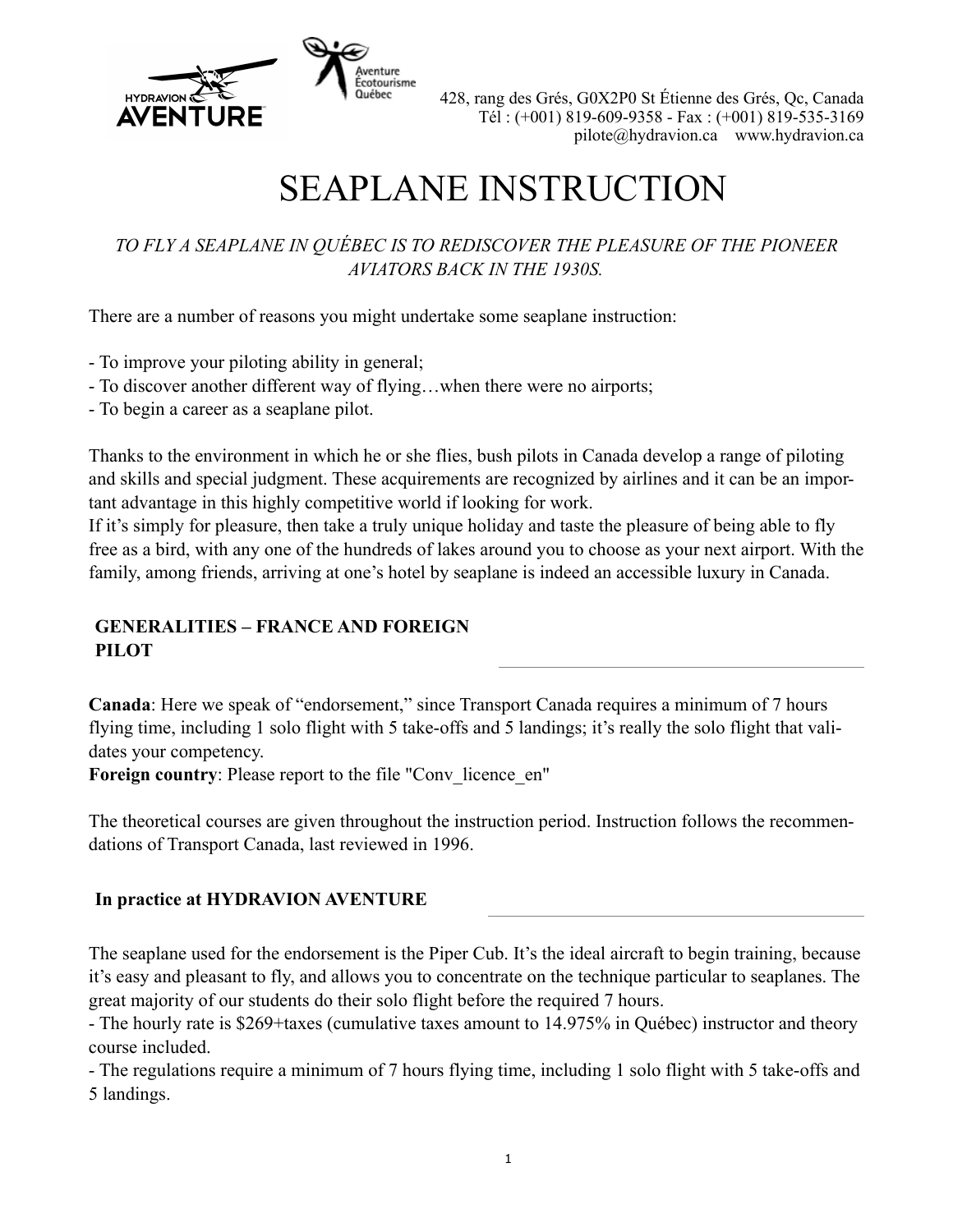428, rang des Grés, G0X2P0 St Étienne des Grés, Qc, Canada
Tél : (+001) 819-609-9358 - Fax : (+001) 819-535-3169
pilote@hydravion.ca www.hydravion.ca

# SEAPLANE INSTRUCTION

*TO FLY A SEAPLANE IN QUÉBEC IS TO REDISCOVER THE PLEASURE OF THE PIONEER AVIATORS BACK IN THE 1930S.*

There are a number of reasons you might undertake some seaplane instruction:

- To improve your piloting ability in general;
- To discover another different way of flying…when there were no airports;
- To begin a career as a seaplane pilot.

Thanks to the environment in which he or she flies, bush pilots in Canada develop a range of piloting and skills and special judgment. These acquirements are recognized by airlines and it can be an important advantage in this highly competitive world if looking for work.
If it's simply for pleasure, then take a truly unique holiday and taste the pleasure of being able to fly free as a bird, with any one of the hundreds of lakes around you to choose as your next airport. With the family, among friends, arriving at one's hotel by seaplane is indeed an accessible luxury in Canada.

## GENERALITIES – FRANCE AND FOREIGN PILOT

**Canada**: Here we speak of "endorsement," since Transport Canada requires a minimum of 7 hours flying time, including 1 solo flight with 5 take-offs and 5 landings; it's really the solo flight that validates your competency.
**Foreign country**: Please report to the file "Conv_licence_en"

The theoretical courses are given throughout the instruction period. Instruction follows the recommendations of Transport Canada, last reviewed in 1996.

## In practice at HYDRAVION AVENTURE

The seaplane used for the endorsement is the Piper Cub. It's the ideal aircraft to begin training, because it's easy and pleasant to fly, and allows you to concentrate on the technique particular to seaplanes. The great majority of our students do their solo flight before the required 7 hours.
- The hourly rate is $269+taxes (cumulative taxes amount to 14.975% in Québec) instructor and theory course included.
- The regulations require a minimum of 7 hours flying time, including 1 solo flight with 5 take-offs and 5 landings.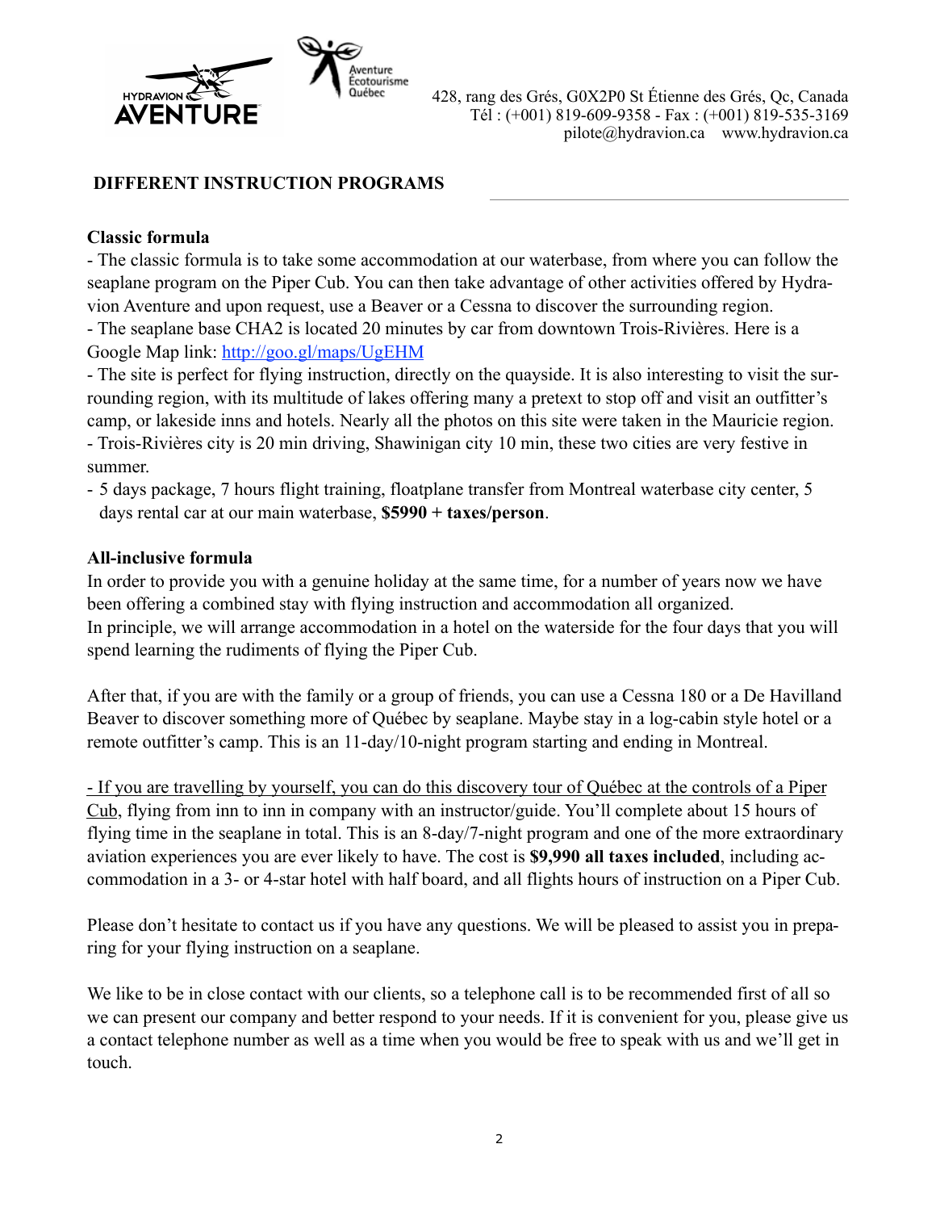428, rang des Grés, G0X2P0 St Étienne des Grés, Qc, Canada
Tél : (+001) 819-609-9358 - Fax : (+001) 819-535-3169
pilote@hydravion.ca www.hydravion.ca

## DIFFERENT INSTRUCTION PROGRAMS

### Classic formula

- The classic formula is to take some accommodation at our waterbase, from where you can follow the seaplane program on the Piper Cub. You can then take advantage of other activities offered by Hydravion Aventure and upon request, use a Beaver or a Cessna to discover the surrounding region.
- The seaplane base CHA2 is located 20 minutes by car from downtown Trois-Rivières. Here is a Google Map link: [http://goo.gl/maps/UgEHM](http://goo.gl/maps/UgEHM)
- The site is perfect for flying instruction, directly on the quayside. It is also interesting to visit the surrounding region, with its multitude of lakes offering many a pretext to stop off and visit an outfitter's camp, or lakeside inns and hotels. Nearly all the photos on this site were taken in the Mauricie region.
- Trois-Rivières city is 20 min driving, Shawinigan city 10 min, these two cities are very festive in summer.
- 5 days package, 7 hours flight training, floatplane transfer from Montreal waterbase city center, 5 days rental car at our main waterbase, **$5990 + taxes/person**.

### All-inclusive formula

In order to provide you with a genuine holiday at the same time, for a number of years now we have been offering a combined stay with flying instruction and accommodation all organized.
In principle, we will arrange accommodation in a hotel on the waterside for the four days that you will spend learning the rudiments of flying the Piper Cub.

After that, if you are with the family or a group of friends, you can use a Cessna 180 or a De Havilland Beaver to discover something more of Québec by seaplane. Maybe stay in a log-cabin style hotel or a remote outfitter's camp. This is an 11-day/10-night program starting and ending in Montreal.

<u>- If you are travelling by yourself, you can do this discovery tour of Québec at the controls of a Piper Cub</u>, flying from inn to inn in company with an instructor/guide. You'll complete about 15 hours of flying time in the seaplane in total. This is an 8-day/7-night program and one of the more extraordinary aviation experiences you are ever likely to have. The cost is **$9,990 all taxes included**, including accommodation in a 3- or 4-star hotel with half board, and all flights hours of instruction on a Piper Cub.

Please don't hesitate to contact us if you have any questions. We will be pleased to assist you in preparing for your flying instruction on a seaplane.

We like to be in close contact with our clients, so a telephone call is to be recommended first of all so we can present our company and better respond to your needs. If it is convenient for you, please give us a contact telephone number as well as a time when you would be free to speak with us and we'll get in touch.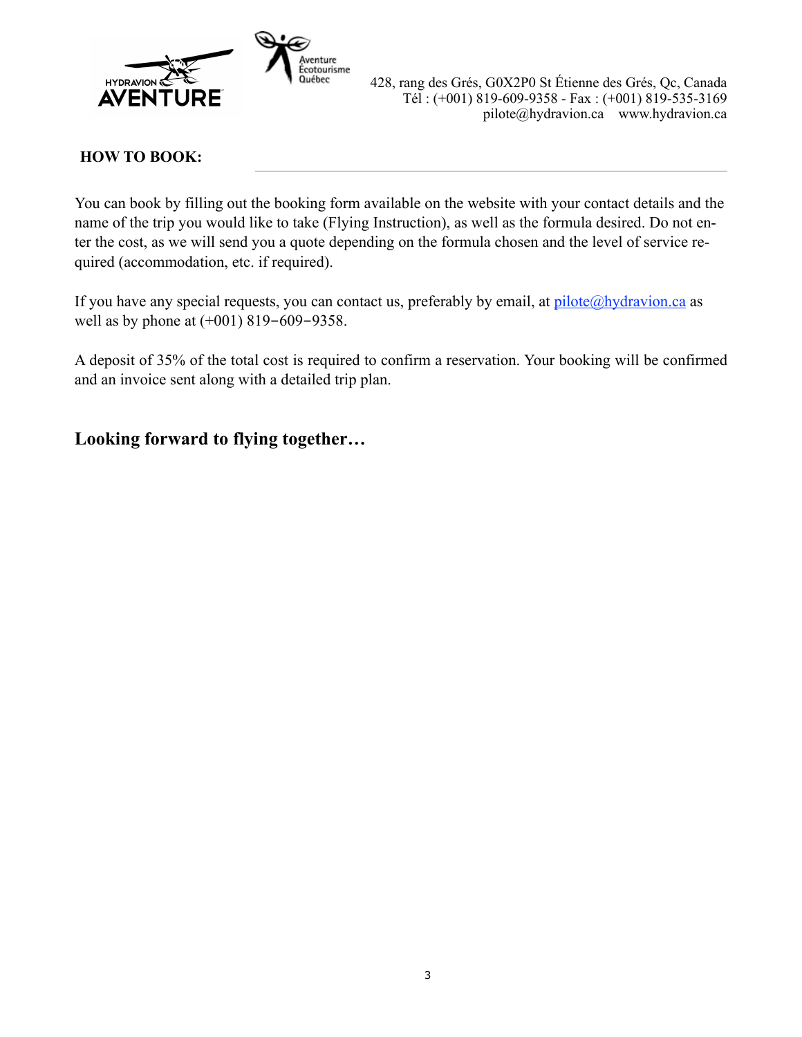428, rang des Grés, G0X2P0 St Étienne des Grés, Qc, Canada
Tél : (+001) 819-609-9358 - Fax : (+001) 819-535-3169
pilote@hydravion.ca    www.hydravion.ca

**HOW TO BOOK:**

You can book by filling out the booking form available on the website with your contact details and the name of the trip you would like to take (Flying Instruction), as well as the formula desired. Do not enter the cost, as we will send you a quote depending on the formula chosen and the level of service required (accommodation, etc. if required).

If you have any special requests, you can contact us, preferably by email, at [pilote@hydravion.ca](mailto:pilote@hydravion.ca) as well as by phone at (+001) 819-609-9358.

A deposit of 35% of the total cost is required to confirm a reservation. Your booking will be confirmed and an invoice sent along with a detailed trip plan.

## Looking forward to flying together…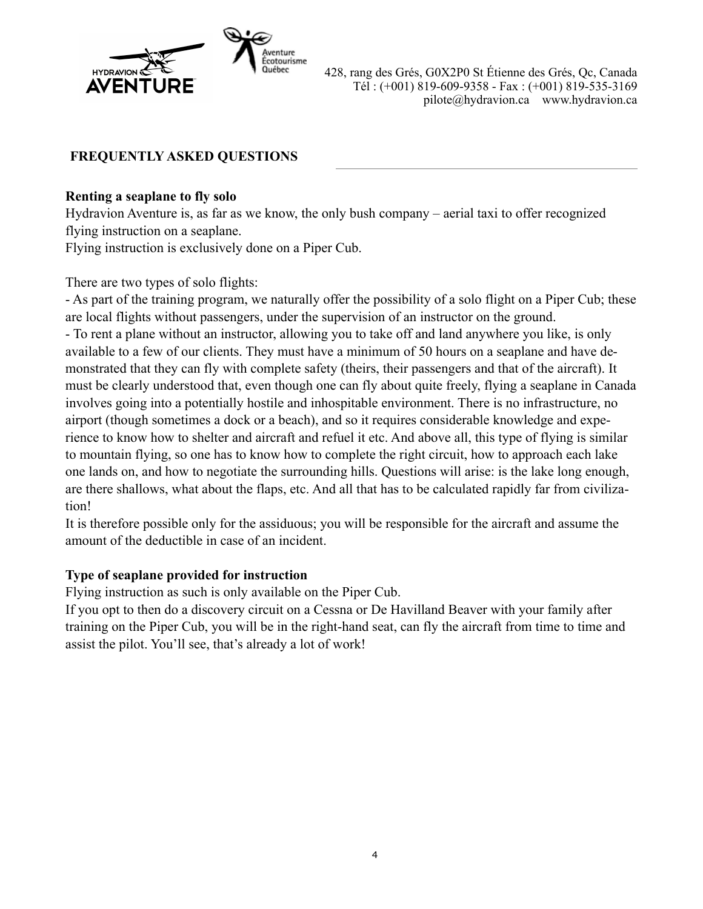428, rang des Grés, G0X2P0 St Étienne des Grés, Qc, Canada
Tél : (+001) 819-609-9358 - Fax : (+001) 819-535-3169
pilote@hydravion.ca www.hydravion.ca

## FREQUENTLY ASKED QUESTIONS

**Renting a seaplane to fly solo**

Hydravion Aventure is, as far as we know, the only bush company – aerial taxi to offer recognized flying instruction on a seaplane.
Flying instruction is exclusively done on a Piper Cub.

There are two types of solo flights:

- As part of the training program, we naturally offer the possibility of a solo flight on a Piper Cub; these are local flights without passengers, under the supervision of an instructor on the ground.
- To rent a plane without an instructor, allowing you to take off and land anywhere you like, is only available to a few of our clients. They must have a minimum of 50 hours on a seaplane and have demonstrated that they can fly with complete safety (theirs, their passengers and that of the aircraft). It must be clearly understood that, even though one can fly about quite freely, flying a seaplane in Canada involves going into a potentially hostile and inhospitable environment. There is no infrastructure, no airport (though sometimes a dock or a beach), and so it requires considerable knowledge and experience to know how to shelter and aircraft and refuel it etc. And above all, this type of flying is similar to mountain flying, so one has to know how to complete the right circuit, how to approach each lake one lands on, and how to negotiate the surrounding hills. Questions will arise: is the lake long enough, are there shallows, what about the flaps, etc. And all that has to be calculated rapidly far from civilization!

It is therefore possible only for the assiduous; you will be responsible for the aircraft and assume the amount of the deductible in case of an incident.

**Type of seaplane provided for instruction**

Flying instruction as such is only available on the Piper Cub.
If you opt to then do a discovery circuit on a Cessna or De Havilland Beaver with your family after training on the Piper Cub, you will be in the right-hand seat, can fly the aircraft from time to time and assist the pilot. You'll see, that's already a lot of work!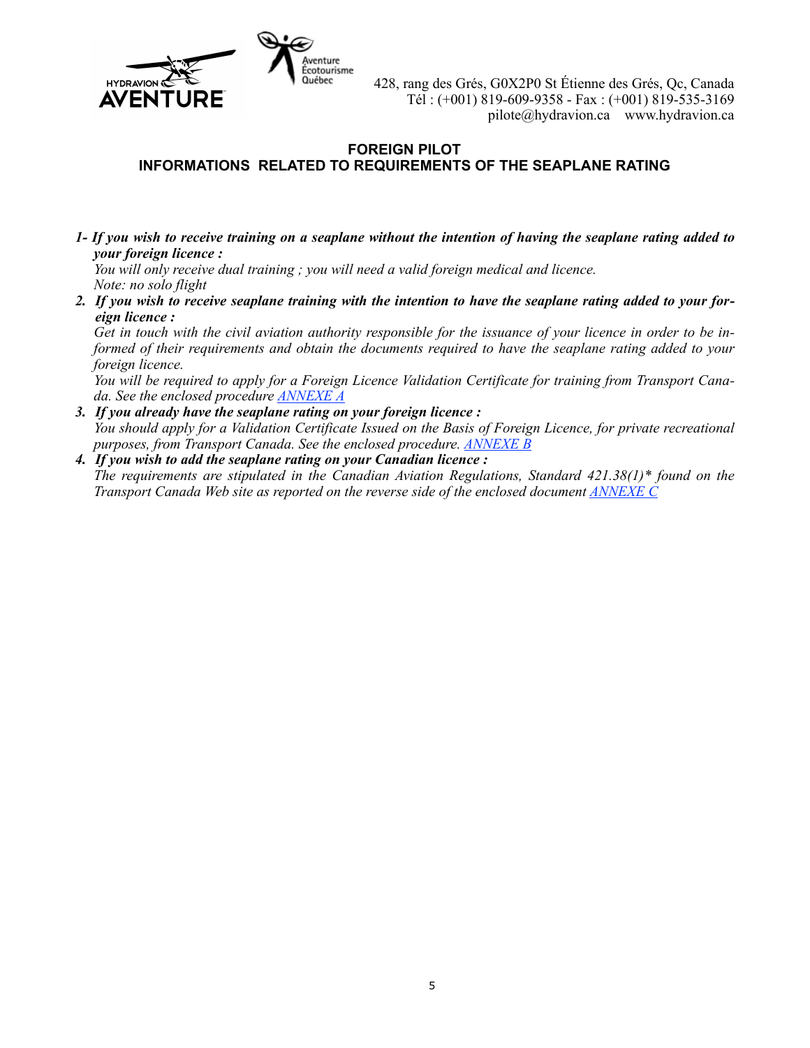428, rang des Grés, G0X2P0 St Étienne des Grés, Qc, Canada
Tél : (+001) 819-609-9358 - Fax : (+001) 819-535-3169
pilote@hydravion.ca www.hydravion.ca

## FOREIGN PILOT
## INFORMATIONS RELATED TO REQUIREMENTS OF THE SEAPLANE RATING

1- ***If you wish to receive training on a seaplane without the intention of having the seaplane rating added to your foreign licence :***
*You will only receive dual training ; you will need a valid foreign medical and licence.*
*Note: no solo flight*

2. ***If you wish to receive seaplane training with the intention to have the seaplane rating added to your foreign licence :***
*Get in touch with the civil aviation authority responsible for the issuance of your licence in order to be informed of their requirements and obtain the documents required to have the seaplane rating added to your foreign licence.*
*You will be required to apply for a Foreign Licence Validation Certificate for training from Transport Canada. See the enclosed procedure ANNEXE A*

3. ***If you already have the seaplane rating on your foreign licence :***
*You should apply for a Validation Certificate Issued on the Basis of Foreign Licence, for private recreational purposes, from Transport Canada. See the enclosed procedure. ANNEXE B*

4. ***If you wish to add the seaplane rating on your Canadian licence :***
*The requirements are stipulated in the Canadian Aviation Regulations, Standard 421.38(1)* found on the Transport Canada Web site as reported on the reverse side of the enclosed document ANNEXE C*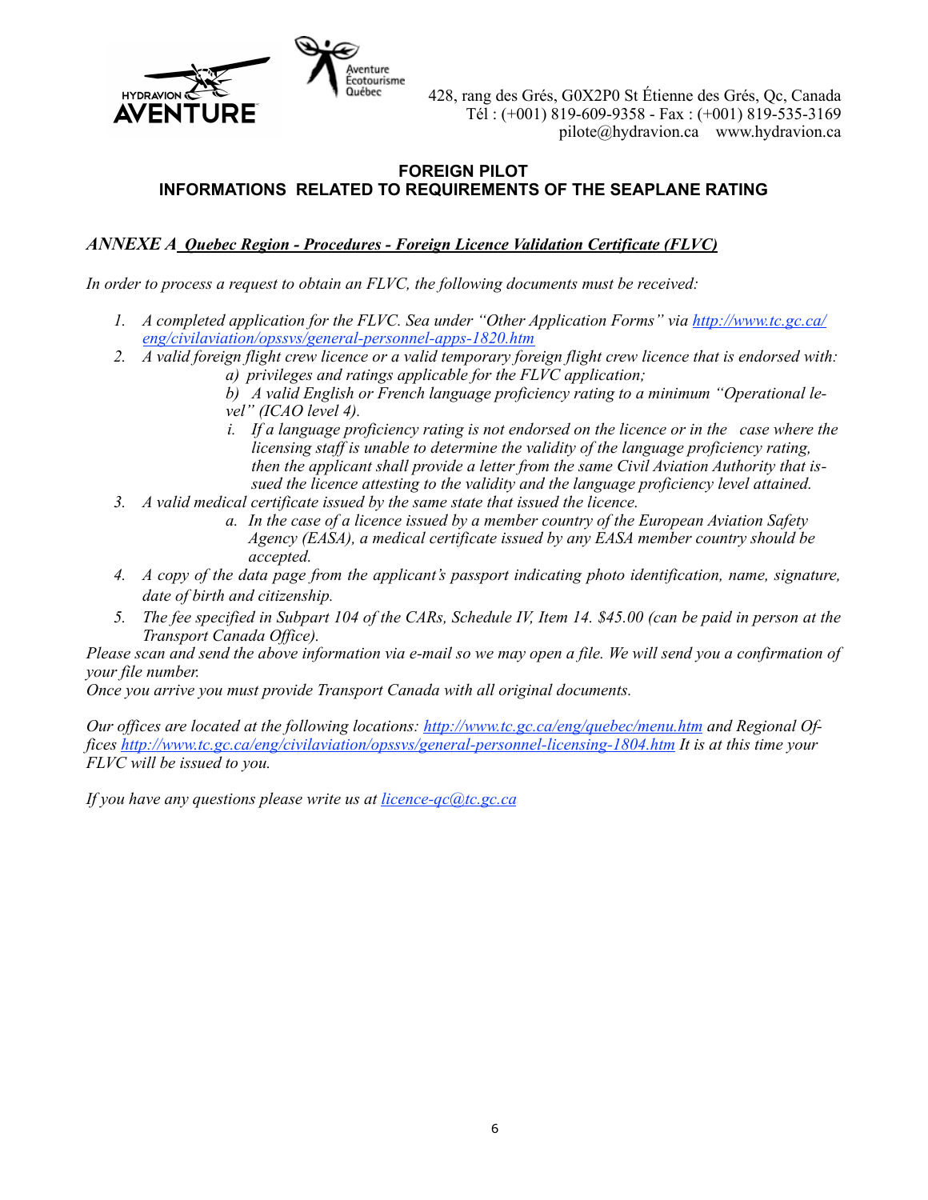428, rang des Grés, G0X2P0 St Étienne des Grés, Qc, Canada
Tél : (+001) 819-609-9358 - Fax : (+001) 819-535-3169
pilote@hydravion.ca www.hydravion.ca

## FOREIGN PILOT
## INFORMATIONS RELATED TO REQUIREMENTS OF THE SEAPLANE RATING

### *ANNEXE A* ***Quebec Region - Procedures - Foreign Licence Validation Certificate (FLVC)***

*In order to process a request to obtain an FLVC, the following documents must be received:*

1. *A completed application for the FLVC. Sea under "Other Application Forms" via http://www.tc.gc.ca/eng/civilaviation/opssvs/general-personnel-apps-1820.htm*
2. *A valid foreign flight crew licence or a valid temporary foreign flight crew licence that is endorsed with:*
   a) *privileges and ratings applicable for the FLVC application;*
   b) *A valid English or French language proficiency rating to a minimum "Operational level" (ICAO level 4).*
      i. *If a language proficiency rating is not endorsed on the licence or in the case where the licensing staff is unable to determine the validity of the language proficiency rating, then the applicant shall provide a letter from the same Civil Aviation Authority that issued the licence attesting to the validity and the language proficiency level attained.*
3. *A valid medical certificate issued by the same state that issued the licence.*
   a. *In the case of a licence issued by a member country of the European Aviation Safety Agency (EASA), a medical certificate issued by any EASA member country should be accepted.*
4. *A copy of the data page from the applicant's passport indicating photo identification, name, signature, date of birth and citizenship.*
5. *The fee specified in Subpart 104 of the CARs, Schedule IV, Item 14. $45.00 (can be paid in person at the Transport Canada Office).*

*Please scan and send the above information via e-mail so we may open a file. We will send you a confirmation of your file number.*
*Once you arrive you must provide Transport Canada with all original documents.*

*Our offices are located at the following locations: http://www.tc.gc.ca/eng/quebec/menu.htm and Regional Offices http://www.tc.gc.ca/eng/civilaviation/opssvs/general-personnel-licensing-1804.htm It is at this time your FLVC will be issued to you.*

*If you have any questions please write us at licence-qc@tc.gc.ca*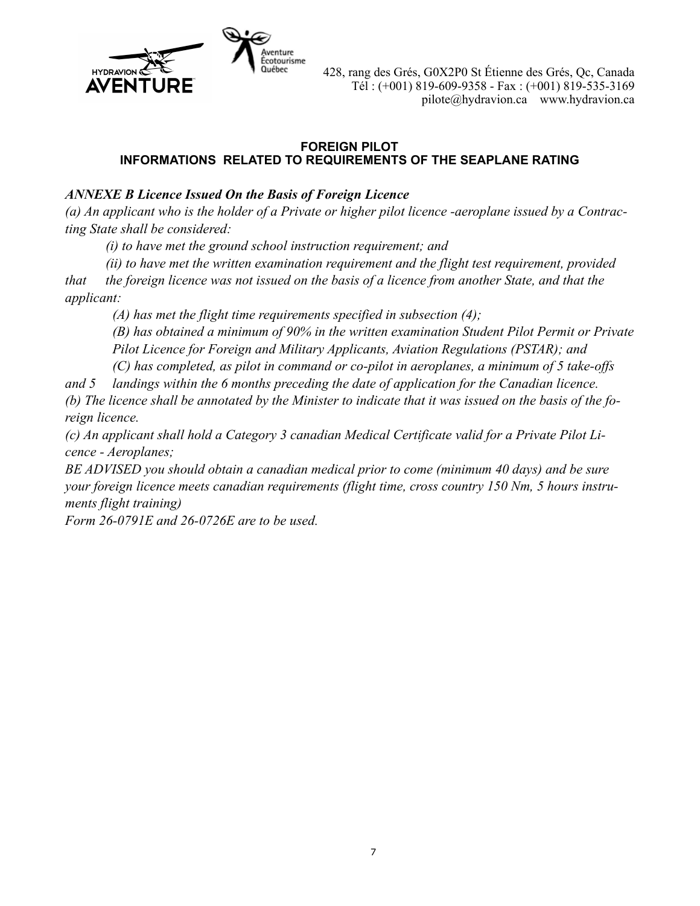428, rang des Grés, G0X2P0 St Étienne des Grés, Qc, Canada
Tél : (+001) 819-609-9358 - Fax : (+001) 819-535-3169
pilote@hydravion.ca www.hydravion.ca

**FOREIGN PILOT**
**INFORMATIONS RELATED TO REQUIREMENTS OF THE SEAPLANE RATING**

***ANNEXE B Licence Issued On the Basis of Foreign Licence***

*(a) An applicant who is the holder of a Private or higher pilot licence -aeroplane issued by a Contracting State shall be considered:*

*(i) to have met the ground school instruction requirement; and*

*(ii) to have met the written examination requirement and the flight test requirement, provided that the foreign licence was not issued on the basis of a licence from another State, and that the applicant:*

*(A) has met the flight time requirements specified in subsection (4);*

*(B) has obtained a minimum of 90% in the written examination Student Pilot Permit or Private Pilot Licence for Foreign and Military Applicants, Aviation Regulations (PSTAR); and*

*(C) has completed, as pilot in command or co-pilot in aeroplanes, a minimum of 5 take-offs and 5 landings within the 6 months preceding the date of application for the Canadian licence.*

*(b) The licence shall be annotated by the Minister to indicate that it was issued on the basis of the foreign licence.*

*(c) An applicant shall hold a Category 3 canadian Medical Certificate valid for a Private Pilot Licence - Aeroplanes;*

*BE ADVISED you should obtain a canadian medical prior to come (minimum 40 days) and be sure your foreign licence meets canadian requirements (flight time, cross country 150 Nm, 5 hours instruments flight training)*

*Form 26-0791E and 26-0726E are to be used.*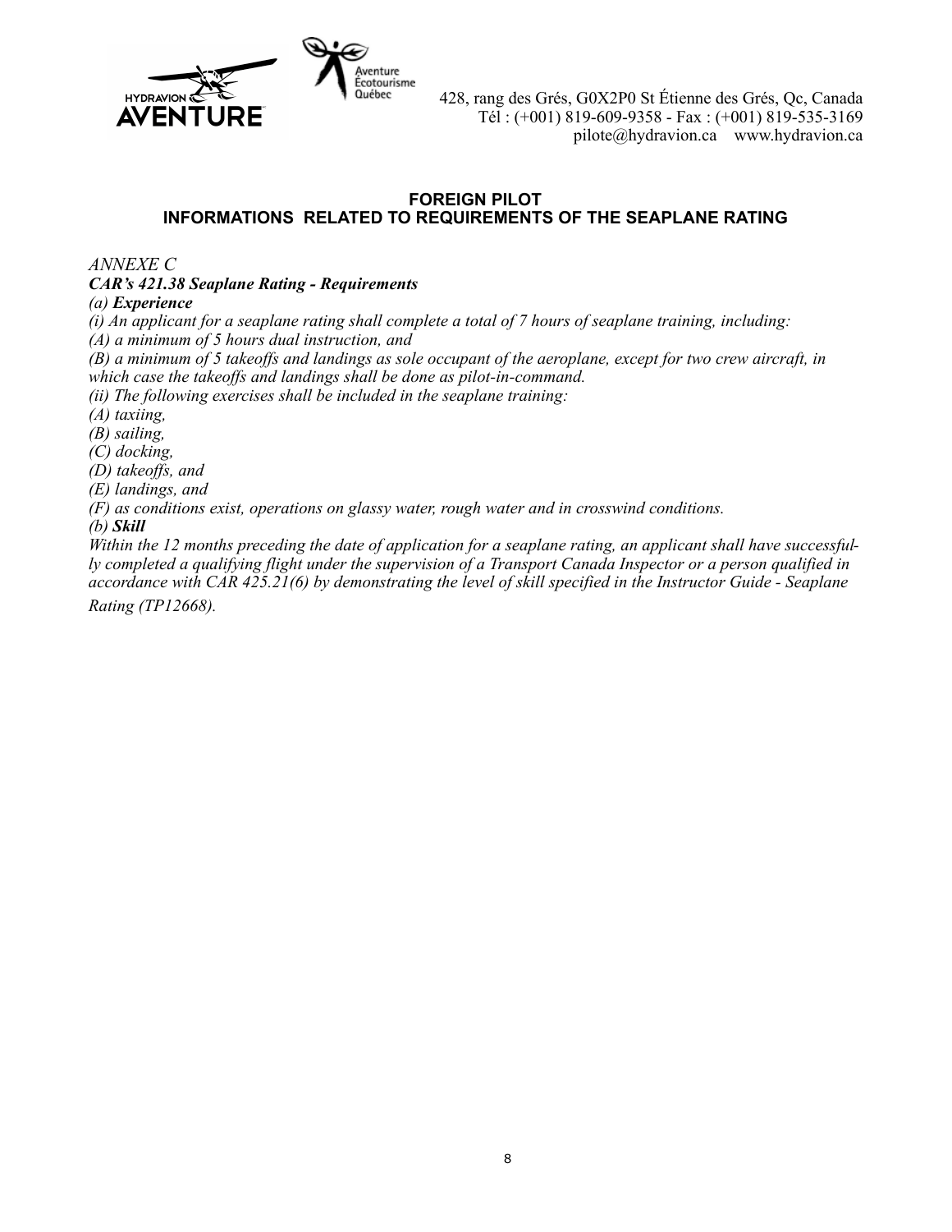428, rang des Grés, G0X2P0 St Étienne des Grés, Qc, Canada
Tél : (+001) 819-609-9358 - Fax : (+001) 819-535-3169
pilote@hydravion.ca    www.hydravion.ca

## FOREIGN PILOT
## INFORMATIONS RELATED TO REQUIREMENTS OF THE SEAPLANE RATING

*ANNEXE C*

***CAR's 421.38 Seaplane Rating - Requirements***

*(a)* ***Experience***

*(i) An applicant for a seaplane rating shall complete a total of 7 hours of seaplane training, including:*

*(A) a minimum of 5 hours dual instruction, and*

*(B) a minimum of 5 takeoffs and landings as sole occupant of the aeroplane, except for two crew aircraft, in which case the takeoffs and landings shall be done as pilot-in-command.*

*(ii) The following exercises shall be included in the seaplane training:*

*(A) taxiing,*

*(B) sailing,*

*(C) docking,*

*(D) takeoffs, and*

*(E) landings, and*

*(F) as conditions exist, operations on glassy water, rough water and in crosswind conditions.*

*(b)* ***Skill***

*Within the 12 months preceding the date of application for a seaplane rating, an applicant shall have successfully completed a qualifying flight under the supervision of a Transport Canada Inspector or a person qualified in accordance with CAR 425.21(6) by demonstrating the level of skill specified in the Instructor Guide - Seaplane Rating (TP12668).*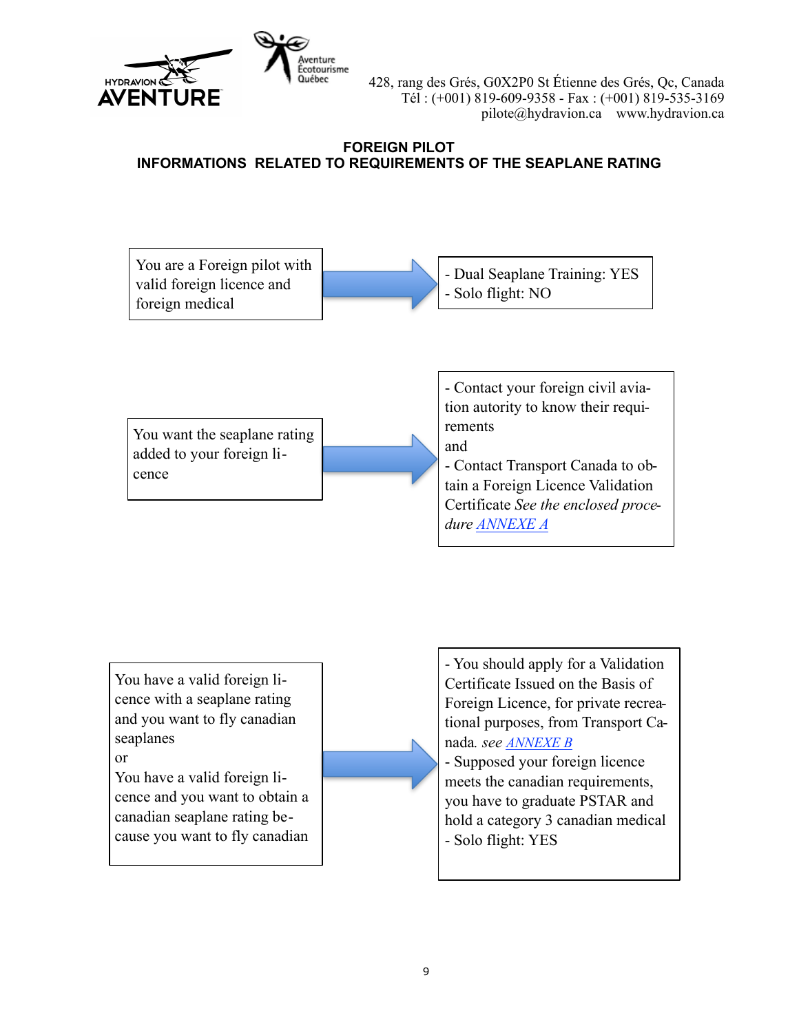HYDRAVION AVENTURE

Aventure Écotourisme Québec

428, rang des Grés, G0X2P0 St Étienne des Grés, Qc, Canada
Tél : (+001) 819-609-9358 - Fax : (+001) 819-535-3169
pilote@hydravion.ca www.hydravion.ca

## FOREIGN PILOT
## INFORMATIONS RELATED TO REQUIREMENTS OF THE SEAPLANE RATING

You are a Foreign pilot with valid foreign licence and foreign medical

→

- Dual Seaplane Training: YES
- Solo flight: NO

You want the seaplane rating added to your foreign licence

→

- Contact your foreign civil aviation autority to know their requirements

and

- Contact Transport Canada to obtain a Foreign Licence Validation Certificate *See the enclosed procedure ANNEXE A*

You have a valid foreign licence with a seaplane rating and you want to fly canadian seaplanes

or

You have a valid foreign licence and you want to obtain a canadian seaplane rating because you want to fly canadian

→

- You should apply for a Validation Certificate Issued on the Basis of Foreign Licence, for private recreational purposes, from Transport Canada. *see ANNEXE B*
- Supposed your foreign licence meets the canadian requirements, you have to graduate PSTAR and hold a category 3 canadian medical
- Solo flight: YES